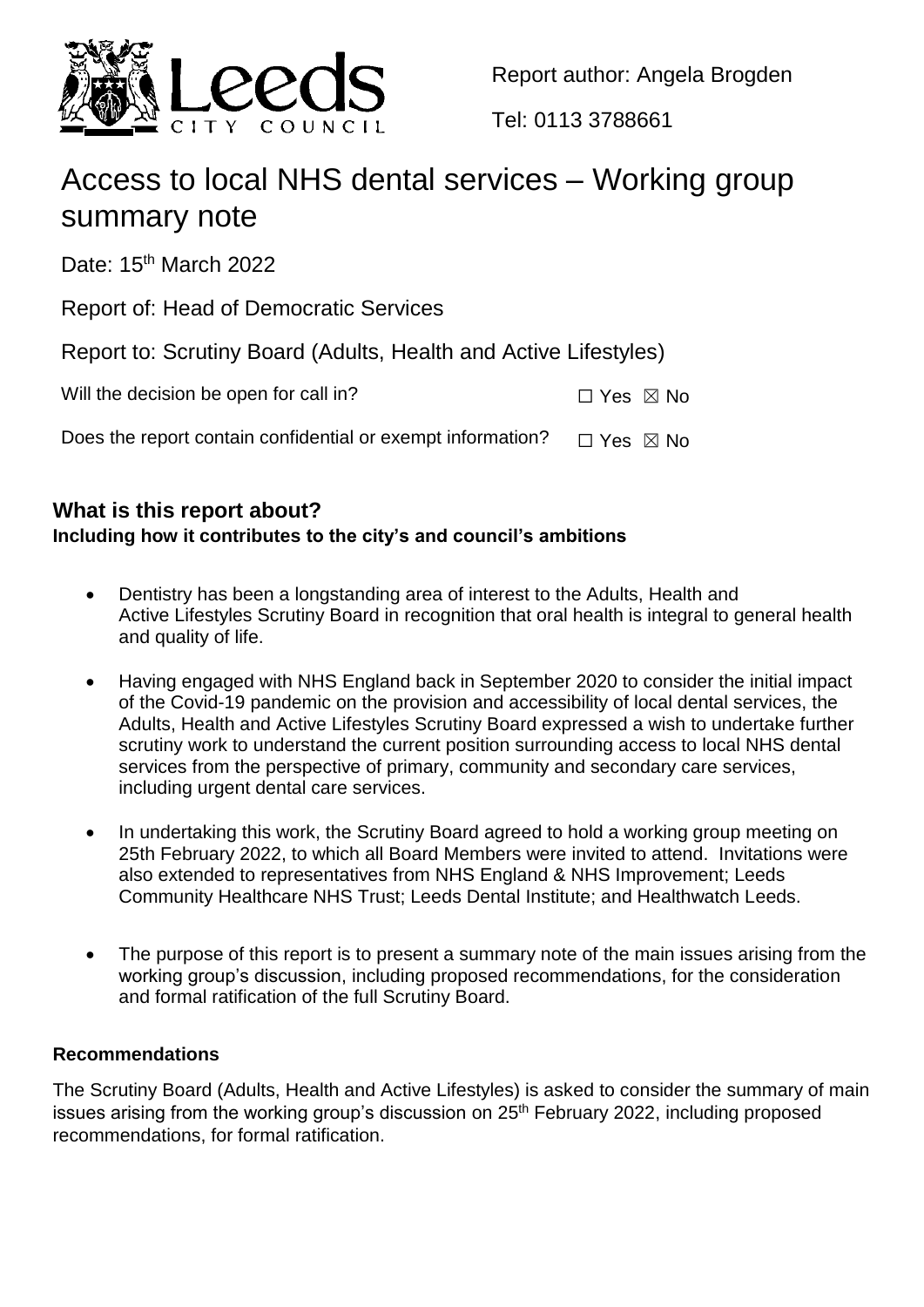Report author: Angela Brogden

Tel: 0113 3788661

# Access to local NHS dental services – Working group summary note

Date: 15th March 2022

Report of: Head of Democratic Services

Report to: Scrutiny Board (Adults, Health and Active Lifestyles)

Will the decision be open for call in? ☐ Yes ☒ No

Does the report contain confidential or exempt information? ☐ Yes ☒ No

## What is this report about?

**Including how it contributes to the city's and council's ambitions**

- Dentistry has been a longstanding area of interest to the Adults, Health and Active Lifestyles Scrutiny Board in recognition that oral health is integral to general health and quality of life.
- Having engaged with NHS England back in September 2020 to consider the initial impact of the Covid-19 pandemic on the provision and accessibility of local dental services, the Adults, Health and Active Lifestyles Scrutiny Board expressed a wish to undertake further scrutiny work to understand the current position surrounding access to local NHS dental services from the perspective of primary, community and secondary care services, including urgent dental care services.
- In undertaking this work, the Scrutiny Board agreed to hold a working group meeting on 25th February 2022, to which all Board Members were invited to attend. Invitations were also extended to representatives from NHS England & NHS Improvement; Leeds Community Healthcare NHS Trust; Leeds Dental Institute; and Healthwatch Leeds.
- The purpose of this report is to present a summary note of the main issues arising from the working group's discussion, including proposed recommendations, for the consideration and formal ratification of the full Scrutiny Board.

### Recommendations

The Scrutiny Board (Adults, Health and Active Lifestyles) is asked to consider the summary of main issues arising from the working group's discussion on 25th February 2022, including proposed recommendations, for formal ratification.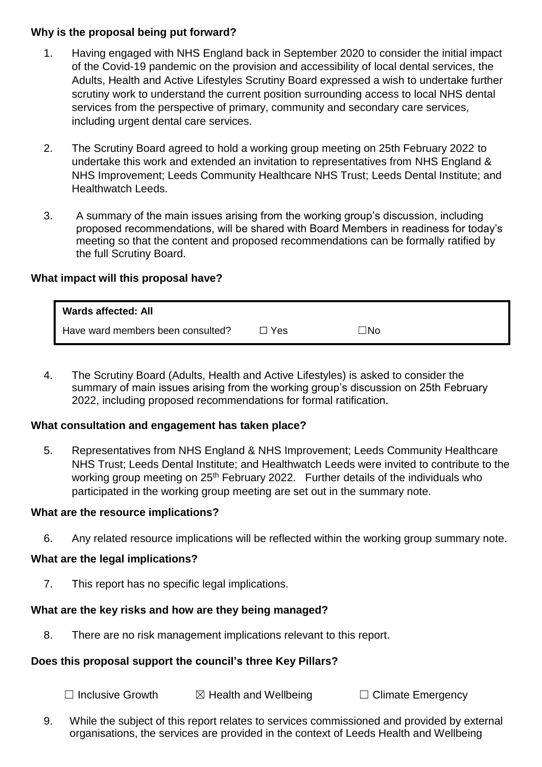**Why is the proposal being put forward?**

1. Having engaged with NHS England back in September 2020 to consider the initial impact of the Covid-19 pandemic on the provision and accessibility of local dental services, the Adults, Health and Active Lifestyles Scrutiny Board expressed a wish to undertake further scrutiny work to understand the current position surrounding access to local NHS dental services from the perspective of primary, community and secondary care services, including urgent dental care services.

2. The Scrutiny Board agreed to hold a working group meeting on 25th February 2022 to undertake this work and extended an invitation to representatives from NHS England & NHS Improvement; Leeds Community Healthcare NHS Trust; Leeds Dental Institute; and Healthwatch Leeds.

3. A summary of the main issues arising from the working group's discussion, including proposed recommendations, will be shared with Board Members in readiness for today's meeting so that the content and proposed recommendations can be formally ratified by the full Scrutiny Board.

**What impact will this proposal have?**

| **Wards affected: All** | | |
|---|---|---|
| Have ward members been consulted? | ☐ Yes | ☐No |

4. The Scrutiny Board (Adults, Health and Active Lifestyles) is asked to consider the summary of main issues arising from the working group's discussion on 25th February 2022, including proposed recommendations for formal ratification.

**What consultation and engagement has taken place?**

5. Representatives from NHS England & NHS Improvement; Leeds Community Healthcare NHS Trust; Leeds Dental Institute; and Healthwatch Leeds were invited to contribute to the working group meeting on 25th February 2022. Further details of the individuals who participated in the working group meeting are set out in the summary note.

**What are the resource implications?**

6. Any related resource implications will be reflected within the working group summary note.

**What are the legal implications?**

7. This report has no specific legal implications.

**What are the key risks and how are they being managed?**

8. There are no risk management implications relevant to this report.

**Does this proposal support the council's three Key Pillars?**

☐ Inclusive Growth ☒ Health and Wellbeing ☐ Climate Emergency

9. While the subject of this report relates to services commissioned and provided by external organisations, the services are provided in the context of Leeds Health and Wellbeing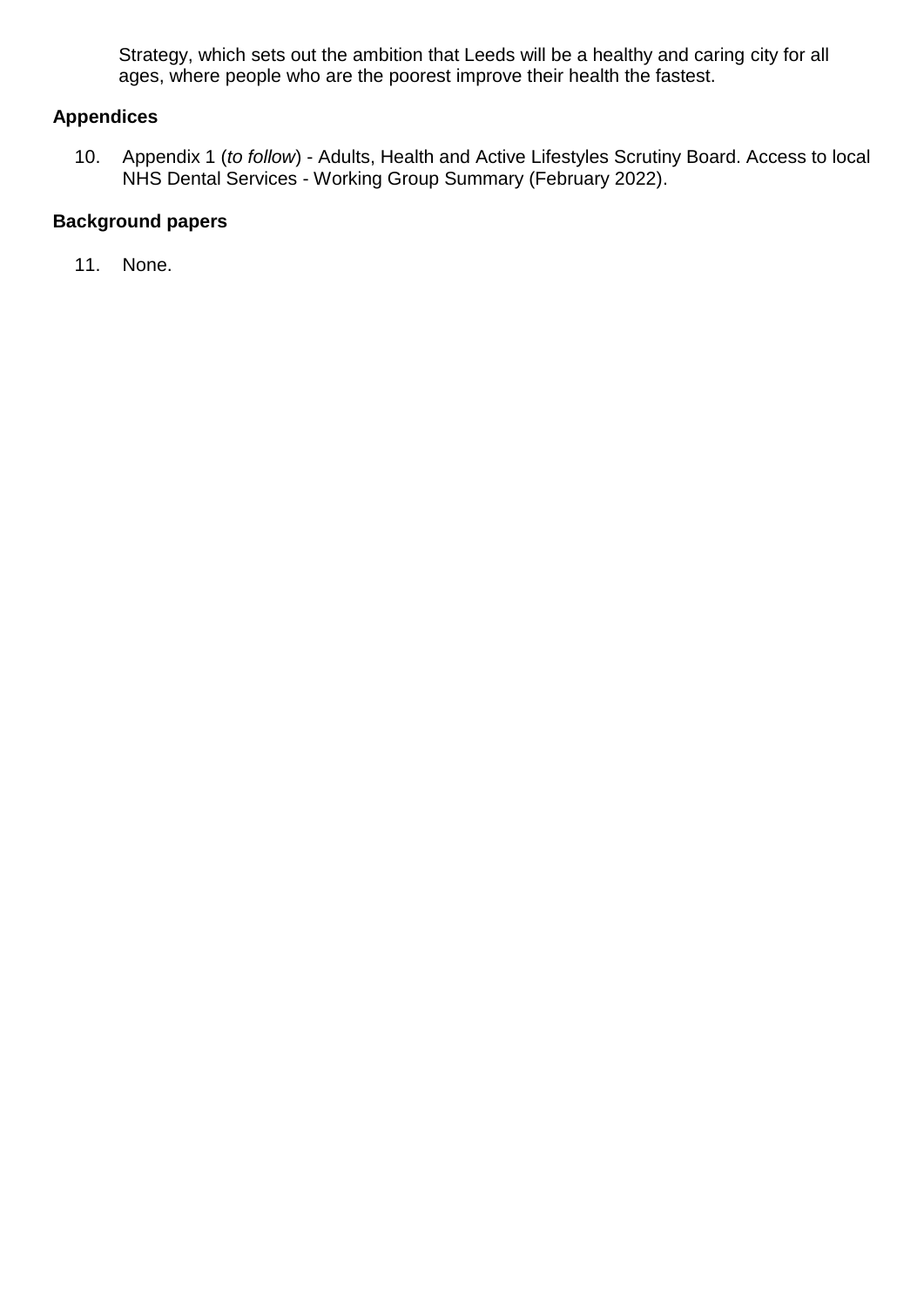Strategy, which sets out the ambition that Leeds will be a healthy and caring city for all ages, where people who are the poorest improve their health the fastest.

## Appendices

10. Appendix 1 (*to follow*) - Adults, Health and Active Lifestyles Scrutiny Board. Access to local NHS Dental Services - Working Group Summary (February 2022).

## Background papers

11. None.